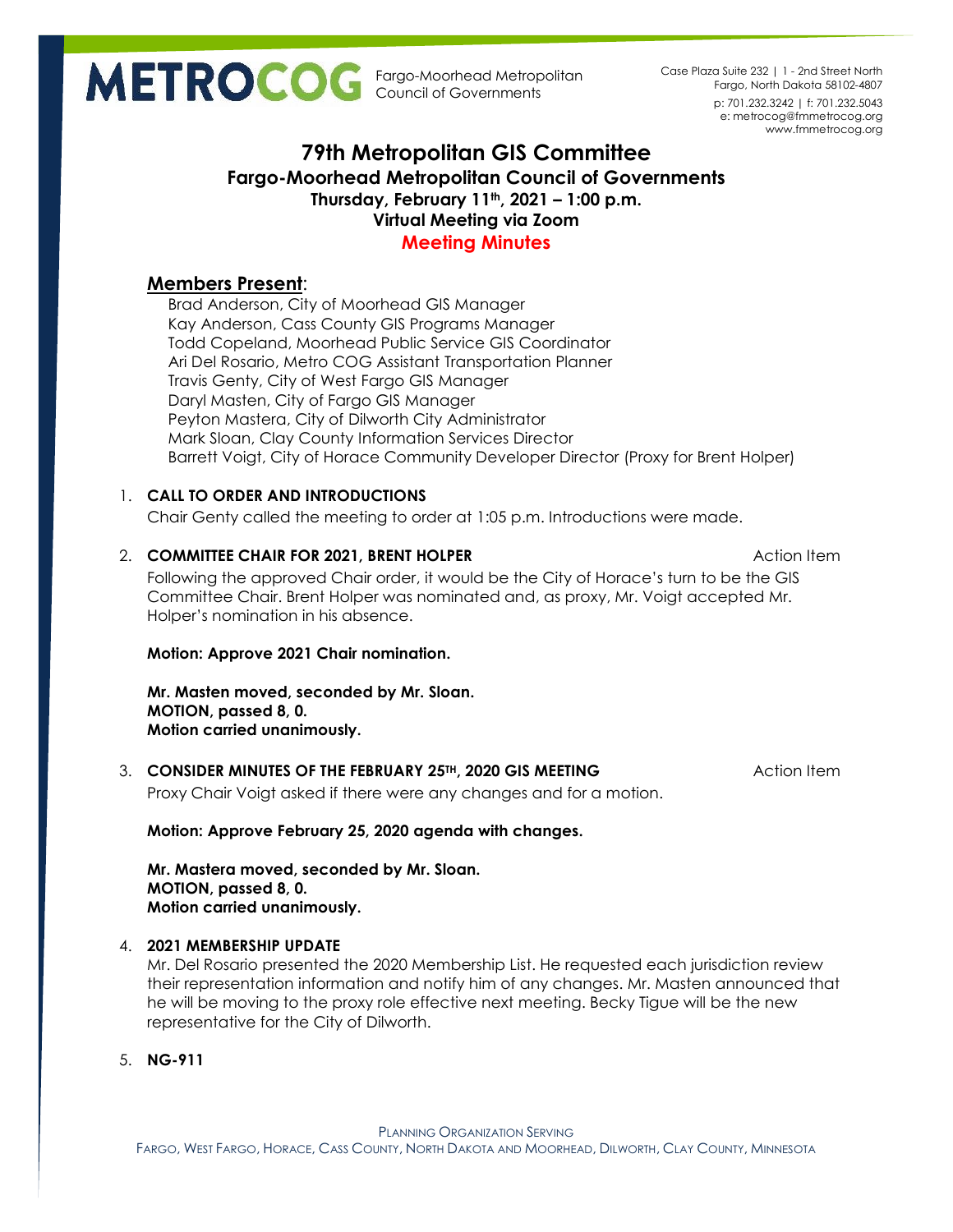METROCOG Fargo-Moorhead Metropolitan Council of Governments

Case Plaza Suite 232 | 1 - 2nd Street North
Fargo, North Dakota 58102-4807
p: 701.232.3242 | f: 701.232.5043
e: metrocog@fmmetrocog.org
www.fmmetrocog.org

# 79th Metropolitan GIS Committee

## Fargo-Moorhead Metropolitan Council of Governments

**Thursday, February 11th, 2021 – 1:00 p.m.**
**Virtual Meeting via Zoom**
**Meeting Minutes**

## Members Present:

Brad Anderson, City of Moorhead GIS Manager
Kay Anderson, Cass County GIS Programs Manager
Todd Copeland, Moorhead Public Service GIS Coordinator
Ari Del Rosario, Metro COG Assistant Transportation Planner
Travis Genty, City of West Fargo GIS Manager
Daryl Masten, City of Fargo GIS Manager
Peyton Mastera, City of Dilworth City Administrator
Mark Sloan, Clay County Information Services Director
Barrett Voigt, City of Horace Community Developer Director (Proxy for Brent Holper)

1. **CALL TO ORDER AND INTRODUCTIONS**

   Chair Genty called the meeting to order at 1:05 p.m. Introductions were made.

2. **COMMITTEE CHAIR FOR 2021, BRENT HOLPER** — Action Item

   Following the approved Chair order, it would be the City of Horace's turn to be the GIS Committee Chair. Brent Holper was nominated and, as proxy, Mr. Voigt accepted Mr. Holper's nomination in his absence.

   **Motion: Approve 2021 Chair nomination.**

   **Mr. Masten moved, seconded by Mr. Sloan.**
   **MOTION, passed 8, 0.**
   **Motion carried unanimously.**

3. **CONSIDER MINUTES OF THE FEBRUARY 25TH, 2020 GIS MEETING** — Action Item

   Proxy Chair Voigt asked if there were any changes and for a motion.

   **Motion: Approve February 25, 2020 agenda with changes.**

   **Mr. Mastera moved, seconded by Mr. Sloan.**
   **MOTION, passed 8, 0.**
   **Motion carried unanimously.**

4. **2021 MEMBERSHIP UPDATE**

   Mr. Del Rosario presented the 2020 Membership List. He requested each jurisdiction review their representation information and notify him of any changes. Mr. Masten announced that he will be moving to the proxy role effective next meeting. Becky Tigue will be the new representative for the City of Dilworth.

5. **NG-911**

PLANNING ORGANIZATION SERVING
FARGO, WEST FARGO, HORACE, CASS COUNTY, NORTH DAKOTA AND MOORHEAD, DILWORTH, CLAY COUNTY, MINNESOTA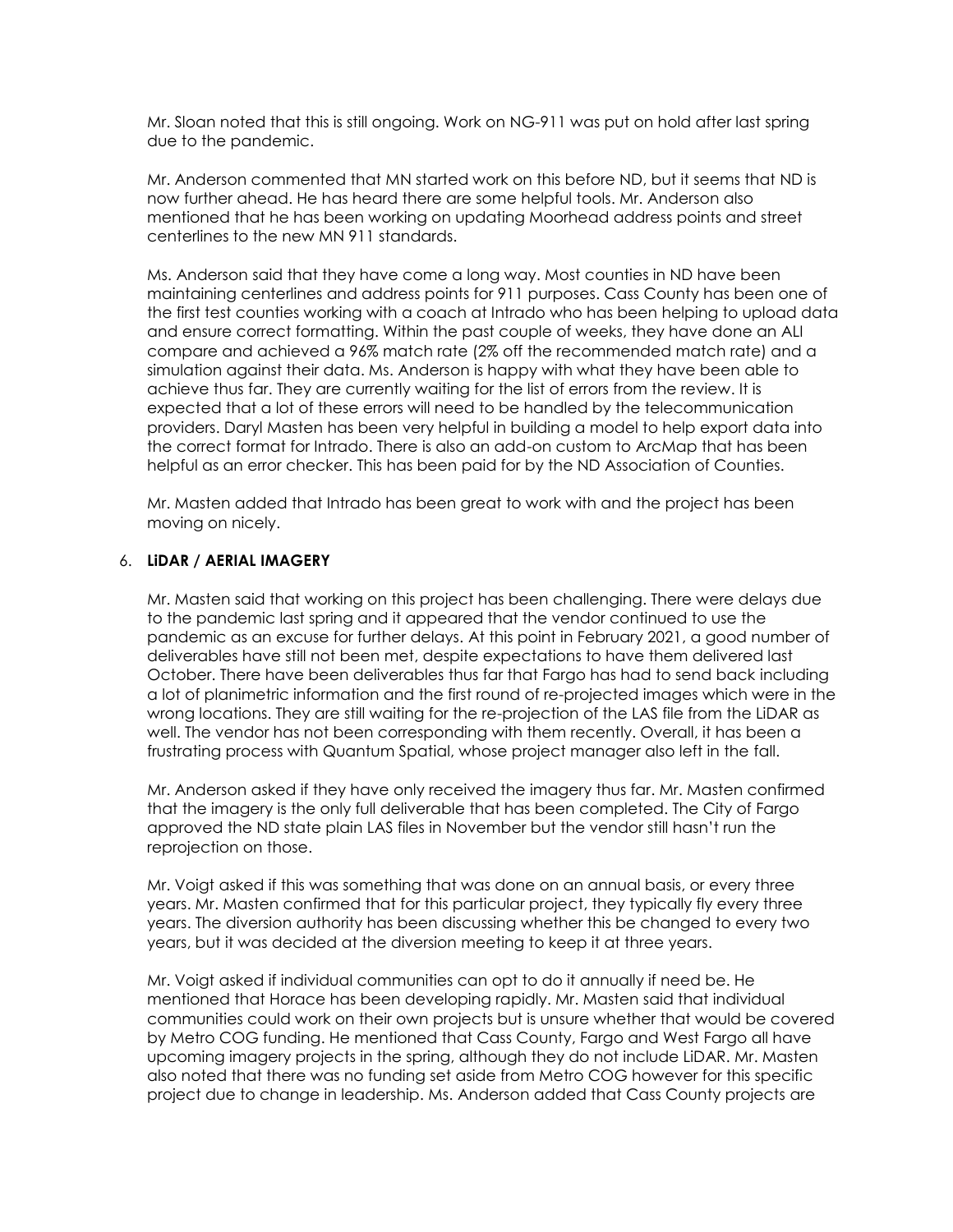Mr. Sloan noted that this is still ongoing. Work on NG-911 was put on hold after last spring due to the pandemic.

Mr. Anderson commented that MN started work on this before ND, but it seems that ND is now further ahead. He has heard there are some helpful tools. Mr. Anderson also mentioned that he has been working on updating Moorhead address points and street centerlines to the new MN 911 standards.

Ms. Anderson said that they have come a long way. Most counties in ND have been maintaining centerlines and address points for 911 purposes. Cass County has been one of the first test counties working with a coach at Intrado who has been helping to upload data and ensure correct formatting. Within the past couple of weeks, they have done an ALI compare and achieved a 96% match rate (2% off the recommended match rate) and a simulation against their data. Ms. Anderson is happy with what they have been able to achieve thus far. They are currently waiting for the list of errors from the review. It is expected that a lot of these errors will need to be handled by the telecommunication providers. Daryl Masten has been very helpful in building a model to help export data into the correct format for Intrado. There is also an add-on custom to ArcMap that has been helpful as an error checker. This has been paid for by the ND Association of Counties.

Mr. Masten added that Intrado has been great to work with and the project has been moving on nicely.

6. **LiDAR / AERIAL IMAGERY**

Mr. Masten said that working on this project has been challenging. There were delays due to the pandemic last spring and it appeared that the vendor continued to use the pandemic as an excuse for further delays. At this point in February 2021, a good number of deliverables have still not been met, despite expectations to have them delivered last October. There have been deliverables thus far that Fargo has had to send back including a lot of planimetric information and the first round of re-projected images which were in the wrong locations. They are still waiting for the re-projection of the LAS file from the LiDAR as well. The vendor has not been corresponding with them recently. Overall, it has been a frustrating process with Quantum Spatial, whose project manager also left in the fall.

Mr. Anderson asked if they have only received the imagery thus far. Mr. Masten confirmed that the imagery is the only full deliverable that has been completed. The City of Fargo approved the ND state plain LAS files in November but the vendor still hasn't run the reprojection on those.

Mr. Voigt asked if this was something that was done on an annual basis, or every three years. Mr. Masten confirmed that for this particular project, they typically fly every three years. The diversion authority has been discussing whether this be changed to every two years, but it was decided at the diversion meeting to keep it at three years.

Mr. Voigt asked if individual communities can opt to do it annually if need be. He mentioned that Horace has been developing rapidly. Mr. Masten said that individual communities could work on their own projects but is unsure whether that would be covered by Metro COG funding. He mentioned that Cass County, Fargo and West Fargo all have upcoming imagery projects in the spring, although they do not include LiDAR. Mr. Masten also noted that there was no funding set aside from Metro COG however for this specific project due to change in leadership. Ms. Anderson added that Cass County projects are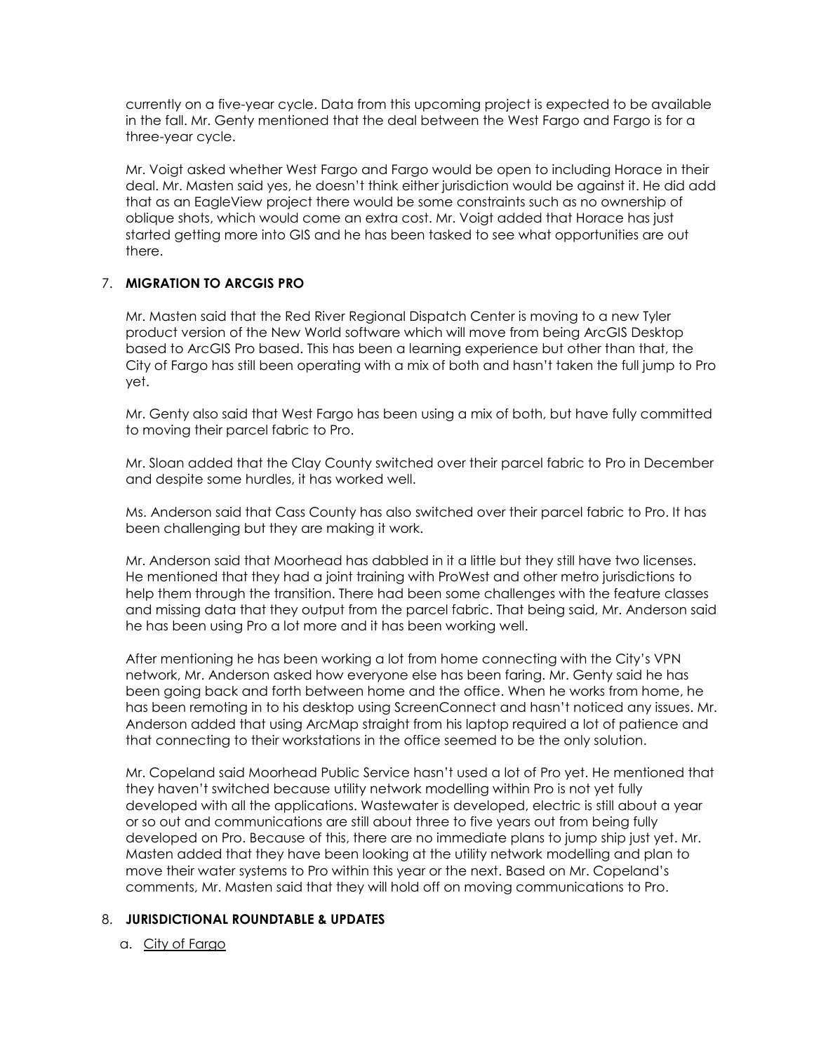currently on a five-year cycle. Data from this upcoming project is expected to be available in the fall. Mr. Genty mentioned that the deal between the West Fargo and Fargo is for a three-year cycle.

Mr. Voigt asked whether West Fargo and Fargo would be open to including Horace in their deal. Mr. Masten said yes, he doesn't think either jurisdiction would be against it. He did add that as an EagleView project there would be some constraints such as no ownership of oblique shots, which would come an extra cost. Mr. Voigt added that Horace has just started getting more into GIS and he has been tasked to see what opportunities are out there.

7. **MIGRATION TO ARCGIS PRO**

Mr. Masten said that the Red River Regional Dispatch Center is moving to a new Tyler product version of the New World software which will move from being ArcGIS Desktop based to ArcGIS Pro based. This has been a learning experience but other than that, the City of Fargo has still been operating with a mix of both and hasn't taken the full jump to Pro yet.

Mr. Genty also said that West Fargo has been using a mix of both, but have fully committed to moving their parcel fabric to Pro.

Mr. Sloan added that the Clay County switched over their parcel fabric to Pro in December and despite some hurdles, it has worked well.

Ms. Anderson said that Cass County has also switched over their parcel fabric to Pro. It has been challenging but they are making it work.

Mr. Anderson said that Moorhead has dabbled in it a little but they still have two licenses. He mentioned that they had a joint training with ProWest and other metro jurisdictions to help them through the transition. There had been some challenges with the feature classes and missing data that they output from the parcel fabric. That being said, Mr. Anderson said he has been using Pro a lot more and it has been working well.

After mentioning he has been working a lot from home connecting with the City's VPN network, Mr. Anderson asked how everyone else has been faring. Mr. Genty said he has been going back and forth between home and the office. When he works from home, he has been remoting in to his desktop using ScreenConnect and hasn't noticed any issues. Mr. Anderson added that using ArcMap straight from his laptop required a lot of patience and that connecting to their workstations in the office seemed to be the only solution.

Mr. Copeland said Moorhead Public Service hasn't used a lot of Pro yet. He mentioned that they haven't switched because utility network modelling within Pro is not yet fully developed with all the applications. Wastewater is developed, electric is still about a year or so out and communications are still about three to five years out from being fully developed on Pro. Because of this, there are no immediate plans to jump ship just yet. Mr. Masten added that they have been looking at the utility network modelling and plan to move their water systems to Pro within this year or the next. Based on Mr. Copeland's comments, Mr. Masten said that they will hold off on moving communications to Pro.

8. **JURISDICTIONAL ROUNDTABLE & UPDATES**

   a. <u>City of Fargo</u>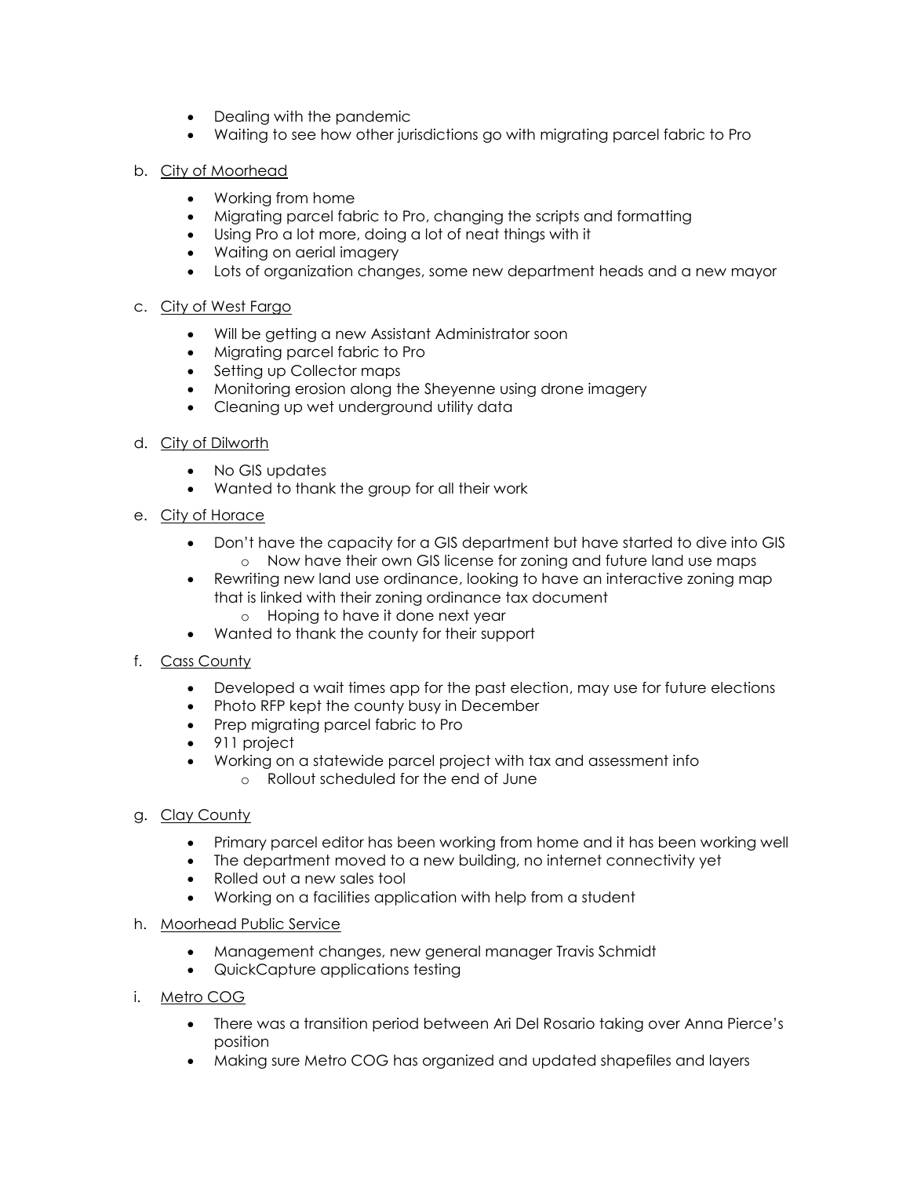- Dealing with the pandemic
- Waiting to see how other jurisdictions go with migrating parcel fabric to Pro

b. City of Moorhead

- Working from home
- Migrating parcel fabric to Pro, changing the scripts and formatting
- Using Pro a lot more, doing a lot of neat things with it
- Waiting on aerial imagery
- Lots of organization changes, some new department heads and a new mayor

c. City of West Fargo

- Will be getting a new Assistant Administrator soon
- Migrating parcel fabric to Pro
- Setting up Collector maps
- Monitoring erosion along the Sheyenne using drone imagery
- Cleaning up wet underground utility data

d. City of Dilworth

- No GIS updates
- Wanted to thank the group for all their work

e. City of Horace

- Don't have the capacity for a GIS department but have started to dive into GIS
    - Now have their own GIS license for zoning and future land use maps
- Rewriting new land use ordinance, looking to have an interactive zoning map that is linked with their zoning ordinance tax document
    - Hoping to have it done next year
- Wanted to thank the county for their support

f. Cass County

- Developed a wait times app for the past election, may use for future elections
- Photo RFP kept the county busy in December
- Prep migrating parcel fabric to Pro
- 911 project
- Working on a statewide parcel project with tax and assessment info
    - Rollout scheduled for the end of June

g. Clay County

- Primary parcel editor has been working from home and it has been working well
- The department moved to a new building, no internet connectivity yet
- Rolled out a new sales tool
- Working on a facilities application with help from a student

h. Moorhead Public Service

- Management changes, new general manager Travis Schmidt
- QuickCapture applications testing

i. Metro COG

- There was a transition period between Ari Del Rosario taking over Anna Pierce's position
- Making sure Metro COG has organized and updated shapefiles and layers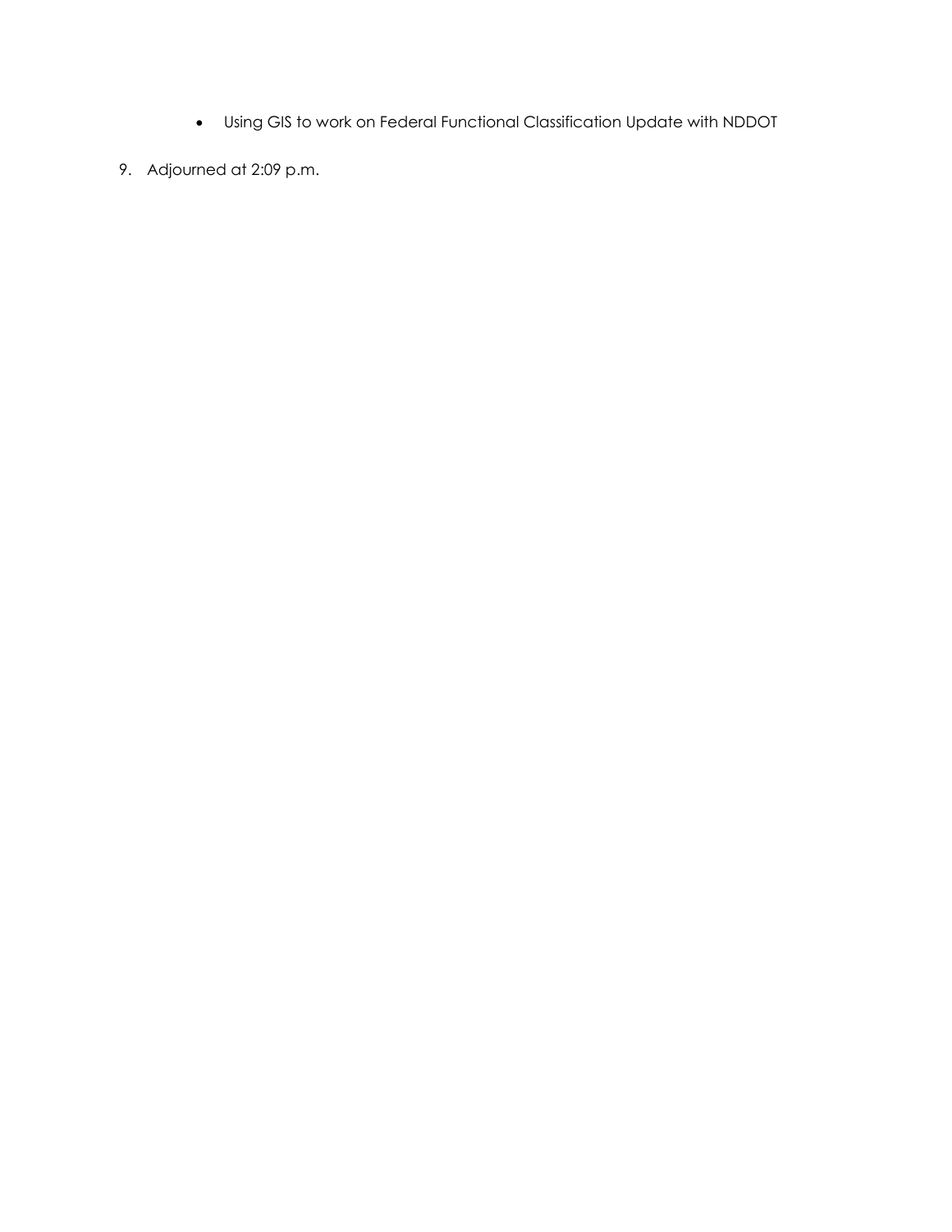- Using GIS to work on Federal Functional Classification Update with NDDOT

9. Adjourned at 2:09 p.m.